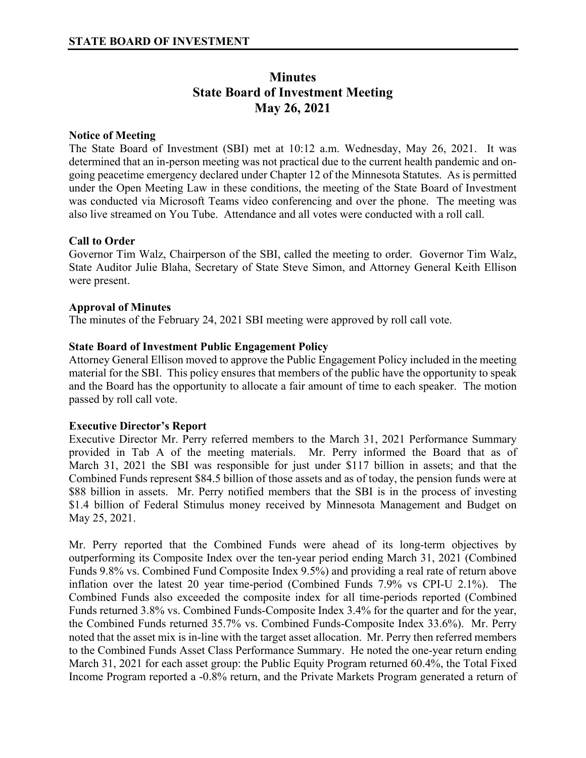# Minutes
## State Board of Investment Meeting
## May 26, 2021

**Notice of Meeting**

The State Board of Investment (SBI) met at 10:12 a.m. Wednesday, May 26, 2021. It was determined that an in-person meeting was not practical due to the current health pandemic and on-going peacetime emergency declared under Chapter 12 of the Minnesota Statutes. As is permitted under the Open Meeting Law in these conditions, the meeting of the State Board of Investment was conducted via Microsoft Teams video conferencing and over the phone. The meeting was also live streamed on You Tube. Attendance and all votes were conducted with a roll call.

**Call to Order**

Governor Tim Walz, Chairperson of the SBI, called the meeting to order. Governor Tim Walz, State Auditor Julie Blaha, Secretary of State Steve Simon, and Attorney General Keith Ellison were present.

**Approval of Minutes**

The minutes of the February 24, 2021 SBI meeting were approved by roll call vote.

**State Board of Investment Public Engagement Policy**

Attorney General Ellison moved to approve the Public Engagement Policy included in the meeting material for the SBI. This policy ensures that members of the public have the opportunity to speak and the Board has the opportunity to allocate a fair amount of time to each speaker. The motion passed by roll call vote.

**Executive Director's Report**

Executive Director Mr. Perry referred members to the March 31, 2021 Performance Summary provided in Tab A of the meeting materials. Mr. Perry informed the Board that as of March 31, 2021 the SBI was responsible for just under $117 billion in assets; and that the Combined Funds represent $84.5 billion of those assets and as of today, the pension funds were at $88 billion in assets. Mr. Perry notified members that the SBI is in the process of investing $1.4 billion of Federal Stimulus money received by Minnesota Management and Budget on May 25, 2021.

Mr. Perry reported that the Combined Funds were ahead of its long-term objectives by outperforming its Composite Index over the ten-year period ending March 31, 2021 (Combined Funds 9.8% vs. Combined Fund Composite Index 9.5%) and providing a real rate of return above inflation over the latest 20 year time-period (Combined Funds 7.9% vs CPI-U 2.1%). The Combined Funds also exceeded the composite index for all time-periods reported (Combined Funds returned 3.8% vs. Combined Funds-Composite Index 3.4% for the quarter and for the year, the Combined Funds returned 35.7% vs. Combined Funds-Composite Index 33.6%). Mr. Perry noted that the asset mix is in-line with the target asset allocation. Mr. Perry then referred members to the Combined Funds Asset Class Performance Summary. He noted the one-year return ending March 31, 2021 for each asset group: the Public Equity Program returned 60.4%, the Total Fixed Income Program reported a -0.8% return, and the Private Markets Program generated a return of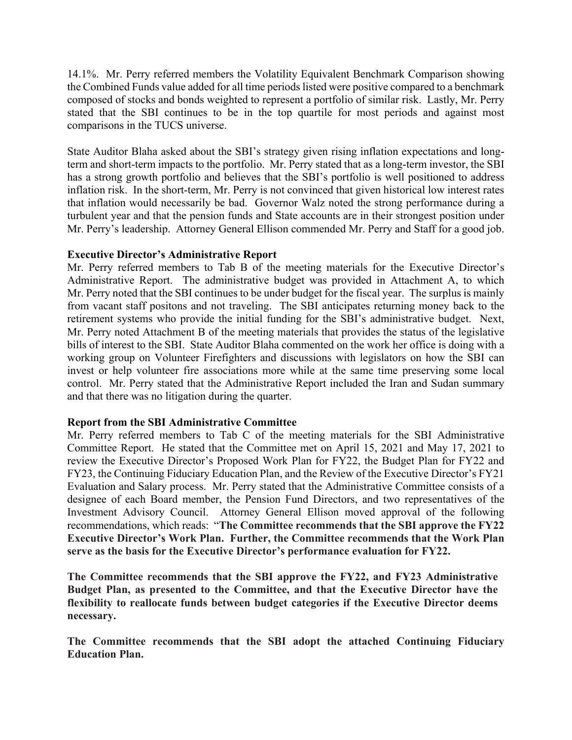14.1%. Mr. Perry referred members the Volatility Equivalent Benchmark Comparison showing the Combined Funds value added for all time periods listed were positive compared to a benchmark composed of stocks and bonds weighted to represent a portfolio of similar risk. Lastly, Mr. Perry stated that the SBI continues to be in the top quartile for most periods and against most comparisons in the TUCS universe.

State Auditor Blaha asked about the SBI's strategy given rising inflation expectations and long-term and short-term impacts to the portfolio. Mr. Perry stated that as a long-term investor, the SBI has a strong growth portfolio and believes that the SBI's portfolio is well positioned to address inflation risk. In the short-term, Mr. Perry is not convinced that given historical low interest rates that inflation would necessarily be bad. Governor Walz noted the strong performance during a turbulent year and that the pension funds and State accounts are in their strongest position under Mr. Perry's leadership. Attorney General Ellison commended Mr. Perry and Staff for a good job.

**Executive Director's Administrative Report**

Mr. Perry referred members to Tab B of the meeting materials for the Executive Director's Administrative Report. The administrative budget was provided in Attachment A, to which Mr. Perry noted that the SBI continues to be under budget for the fiscal year. The surplus is mainly from vacant staff positons and not traveling. The SBI anticipates returning money back to the retirement systems who provide the initial funding for the SBI's administrative budget. Next, Mr. Perry noted Attachment B of the meeting materials that provides the status of the legislative bills of interest to the SBI. State Auditor Blaha commented on the work her office is doing with a working group on Volunteer Firefighters and discussions with legislators on how the SBI can invest or help volunteer fire associations more while at the same time preserving some local control. Mr. Perry stated that the Administrative Report included the Iran and Sudan summary and that there was no litigation during the quarter.

**Report from the SBI Administrative Committee**

Mr. Perry referred members to Tab C of the meeting materials for the SBI Administrative Committee Report. He stated that the Committee met on April 15, 2021 and May 17, 2021 to review the Executive Director's Proposed Work Plan for FY22, the Budget Plan for FY22 and FY23, the Continuing Fiduciary Education Plan, and the Review of the Executive Director's FY21 Evaluation and Salary process. Mr. Perry stated that the Administrative Committee consists of a designee of each Board member, the Pension Fund Directors, and two representatives of the Investment Advisory Council. Attorney General Ellison moved approval of the following recommendations, which reads: "**The Committee recommends that the SBI approve the FY22 Executive Director's Work Plan. Further, the Committee recommends that the Work Plan serve as the basis for the Executive Director's performance evaluation for FY22.**

**The Committee recommends that the SBI approve the FY22, and FY23 Administrative Budget Plan, as presented to the Committee, and that the Executive Director have the flexibility to reallocate funds between budget categories if the Executive Director deems necessary.**

**The Committee recommends that the SBI adopt the attached Continuing Fiduciary Education Plan.**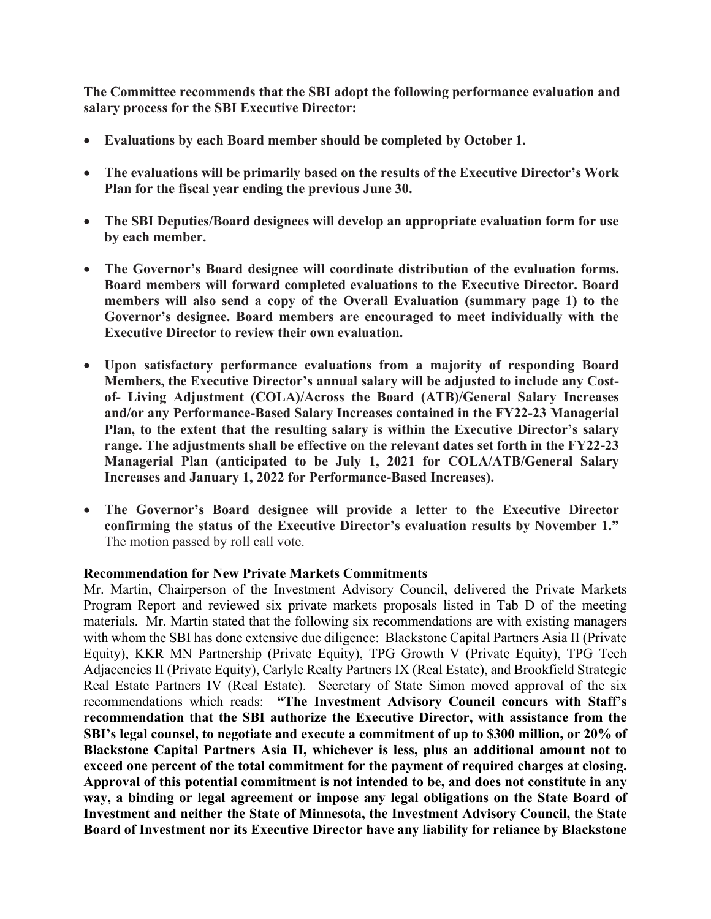**The Committee recommends that the SBI adopt the following performance evaluation and salary process for the SBI Executive Director:**

- **Evaluations by each Board member should be completed by October 1.**
- **The evaluations will be primarily based on the results of the Executive Director's Work Plan for the fiscal year ending the previous June 30.**
- **The SBI Deputies/Board designees will develop an appropriate evaluation form for use by each member.**
- **The Governor's Board designee will coordinate distribution of the evaluation forms. Board members will forward completed evaluations to the Executive Director. Board members will also send a copy of the Overall Evaluation (summary page 1) to the Governor's designee. Board members are encouraged to meet individually with the Executive Director to review their own evaluation.**
- **Upon satisfactory performance evaluations from a majority of responding Board Members, the Executive Director's annual salary will be adjusted to include any Cost-of- Living Adjustment (COLA)/Across the Board (ATB)/General Salary Increases and/or any Performance-Based Salary Increases contained in the FY22-23 Managerial Plan, to the extent that the resulting salary is within the Executive Director's salary range. The adjustments shall be effective on the relevant dates set forth in the FY22-23 Managerial Plan (anticipated to be July 1, 2021 for COLA/ATB/General Salary Increases and January 1, 2022 for Performance-Based Increases).**
- **The Governor's Board designee will provide a letter to the Executive Director confirming the status of the Executive Director's evaluation results by November 1."** The motion passed by roll call vote.

**Recommendation for New Private Markets Commitments**

Mr. Martin, Chairperson of the Investment Advisory Council, delivered the Private Markets Program Report and reviewed six private markets proposals listed in Tab D of the meeting materials. Mr. Martin stated that the following six recommendations are with existing managers with whom the SBI has done extensive due diligence: Blackstone Capital Partners Asia II (Private Equity), KKR MN Partnership (Private Equity), TPG Growth V (Private Equity), TPG Tech Adjacencies II (Private Equity), Carlyle Realty Partners IX (Real Estate), and Brookfield Strategic Real Estate Partners IV (Real Estate). Secretary of State Simon moved approval of the six recommendations which reads: **"The Investment Advisory Council concurs with Staff's recommendation that the SBI authorize the Executive Director, with assistance from the SBI's legal counsel, to negotiate and execute a commitment of up to $300 million, or 20% of Blackstone Capital Partners Asia II, whichever is less, plus an additional amount not to exceed one percent of the total commitment for the payment of required charges at closing. Approval of this potential commitment is not intended to be, and does not constitute in any way, a binding or legal agreement or impose any legal obligations on the State Board of Investment and neither the State of Minnesota, the Investment Advisory Council, the State Board of Investment nor its Executive Director have any liability for reliance by Blackstone**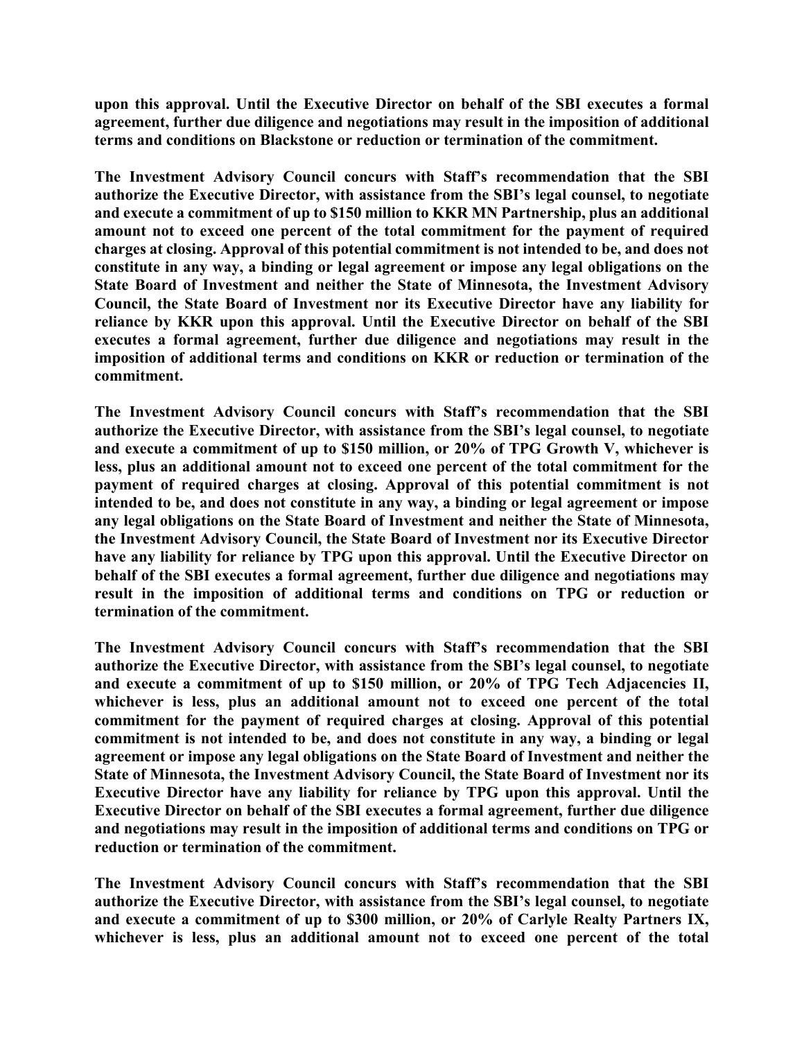**upon this approval. Until the Executive Director on behalf of the SBI executes a formal agreement, further due diligence and negotiations may result in the imposition of additional terms and conditions on Blackstone or reduction or termination of the commitment.**

**The Investment Advisory Council concurs with Staff's recommendation that the SBI authorize the Executive Director, with assistance from the SBI's legal counsel, to negotiate and execute a commitment of up to $150 million to KKR MN Partnership, plus an additional amount not to exceed one percent of the total commitment for the payment of required charges at closing. Approval of this potential commitment is not intended to be, and does not constitute in any way, a binding or legal agreement or impose any legal obligations on the State Board of Investment and neither the State of Minnesota, the Investment Advisory Council, the State Board of Investment nor its Executive Director have any liability for reliance by KKR upon this approval. Until the Executive Director on behalf of the SBI executes a formal agreement, further due diligence and negotiations may result in the imposition of additional terms and conditions on KKR or reduction or termination of the commitment.**

**The Investment Advisory Council concurs with Staff's recommendation that the SBI authorize the Executive Director, with assistance from the SBI's legal counsel, to negotiate and execute a commitment of up to $150 million, or 20% of TPG Growth V, whichever is less, plus an additional amount not to exceed one percent of the total commitment for the payment of required charges at closing. Approval of this potential commitment is not intended to be, and does not constitute in any way, a binding or legal agreement or impose any legal obligations on the State Board of Investment and neither the State of Minnesota, the Investment Advisory Council, the State Board of Investment nor its Executive Director have any liability for reliance by TPG upon this approval. Until the Executive Director on behalf of the SBI executes a formal agreement, further due diligence and negotiations may result in the imposition of additional terms and conditions on TPG or reduction or termination of the commitment.**

**The Investment Advisory Council concurs with Staff's recommendation that the SBI authorize the Executive Director, with assistance from the SBI's legal counsel, to negotiate and execute a commitment of up to $150 million, or 20% of TPG Tech Adjacencies II, whichever is less, plus an additional amount not to exceed one percent of the total commitment for the payment of required charges at closing. Approval of this potential commitment is not intended to be, and does not constitute in any way, a binding or legal agreement or impose any legal obligations on the State Board of Investment and neither the State of Minnesota, the Investment Advisory Council, the State Board of Investment nor its Executive Director have any liability for reliance by TPG upon this approval. Until the Executive Director on behalf of the SBI executes a formal agreement, further due diligence and negotiations may result in the imposition of additional terms and conditions on TPG or reduction or termination of the commitment.**

**The Investment Advisory Council concurs with Staff's recommendation that the SBI authorize the Executive Director, with assistance from the SBI's legal counsel, to negotiate and execute a commitment of up to $300 million, or 20% of Carlyle Realty Partners IX, whichever is less, plus an additional amount not to exceed one percent of the total**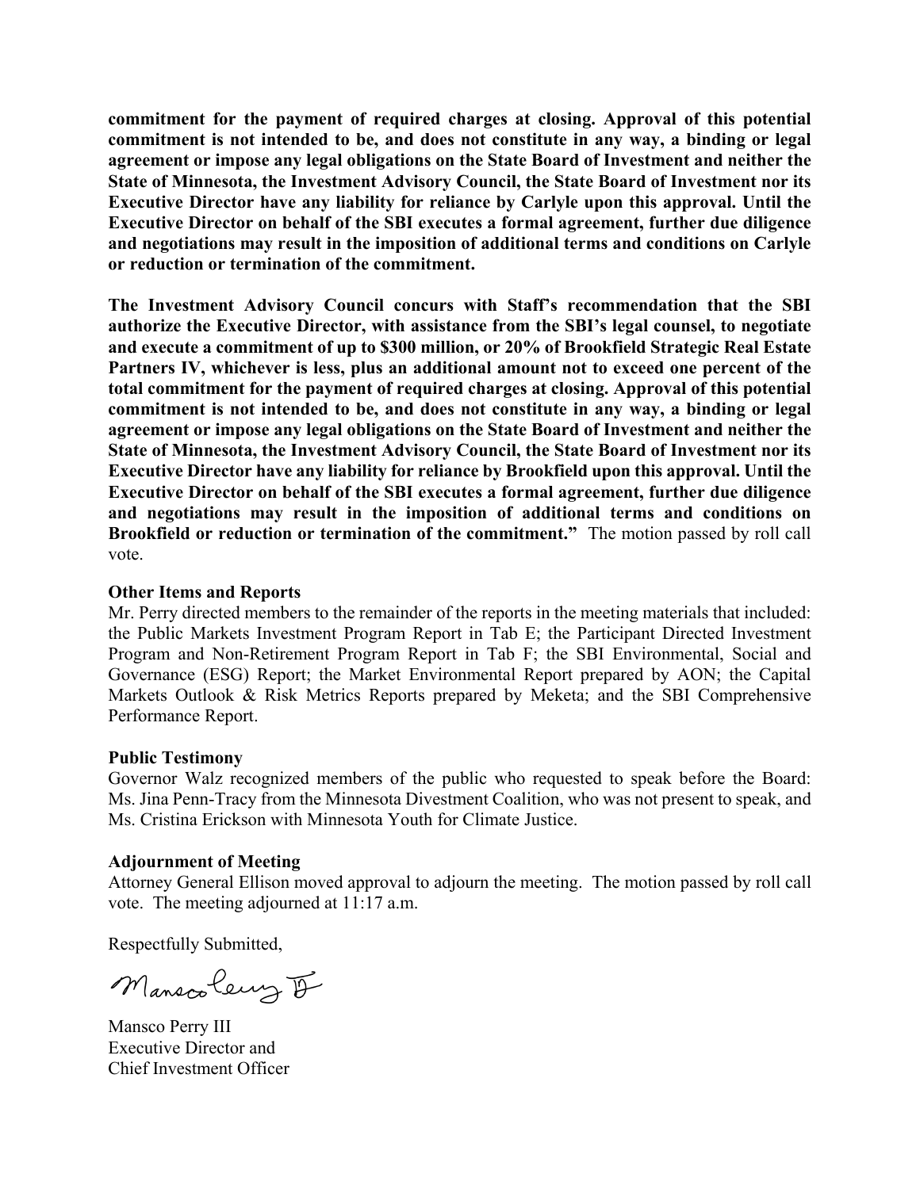**commitment for the payment of required charges at closing. Approval of this potential commitment is not intended to be, and does not constitute in any way, a binding or legal agreement or impose any legal obligations on the State Board of Investment and neither the State of Minnesota, the Investment Advisory Council, the State Board of Investment nor its Executive Director have any liability for reliance by Carlyle upon this approval. Until the Executive Director on behalf of the SBI executes a formal agreement, further due diligence and negotiations may result in the imposition of additional terms and conditions on Carlyle or reduction or termination of the commitment.**

**The Investment Advisory Council concurs with Staff's recommendation that the SBI authorize the Executive Director, with assistance from the SBI's legal counsel, to negotiate and execute a commitment of up to $300 million, or 20% of Brookfield Strategic Real Estate Partners IV, whichever is less, plus an additional amount not to exceed one percent of the total commitment for the payment of required charges at closing. Approval of this potential commitment is not intended to be, and does not constitute in any way, a binding or legal agreement or impose any legal obligations on the State Board of Investment and neither the State of Minnesota, the Investment Advisory Council, the State Board of Investment nor its Executive Director have any liability for reliance by Brookfield upon this approval. Until the Executive Director on behalf of the SBI executes a formal agreement, further due diligence and negotiations may result in the imposition of additional terms and conditions on Brookfield or reduction or termination of the commitment."** The motion passed by roll call vote.

**Other Items and Reports**

Mr. Perry directed members to the remainder of the reports in the meeting materials that included: the Public Markets Investment Program Report in Tab E; the Participant Directed Investment Program and Non-Retirement Program Report in Tab F; the SBI Environmental, Social and Governance (ESG) Report; the Market Environmental Report prepared by AON; the Capital Markets Outlook & Risk Metrics Reports prepared by Meketa; and the SBI Comprehensive Performance Report.

**Public Testimony**

Governor Walz recognized members of the public who requested to speak before the Board: Ms. Jina Penn-Tracy from the Minnesota Divestment Coalition, who was not present to speak, and Ms. Cristina Erickson with Minnesota Youth for Climate Justice.

**Adjournment of Meeting**

Attorney General Ellison moved approval to adjourn the meeting. The motion passed by roll call vote. The meeting adjourned at 11:17 a.m.

Respectfully Submitted,

Mansco Perry III

Mansco Perry III
Executive Director and
Chief Investment Officer